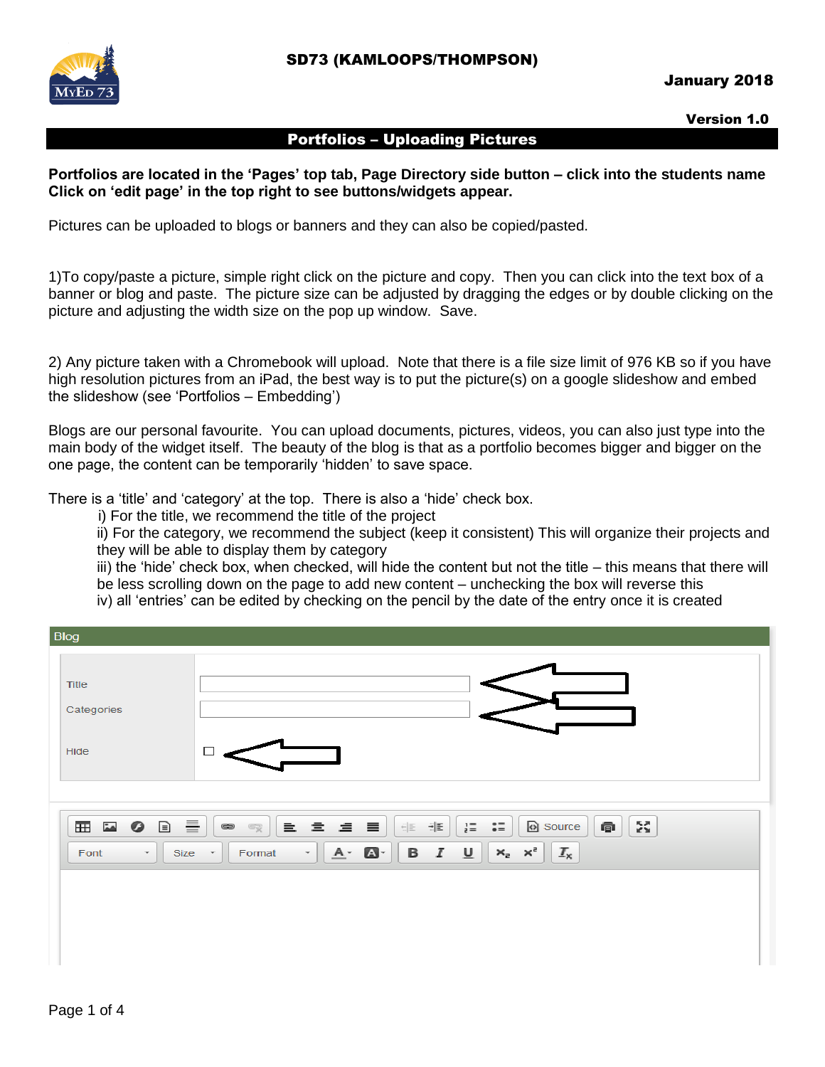SD73 (KAMLOOPS/THOMPSON)

**January 2018**

**Version 1.0**

# Portfolios – Uploading Pictures

**Portfolios are located in the 'Pages' top tab, Page Directory side button – click into the students name Click on 'edit page' in the top right to see buttons/widgets appear.**

Pictures can be uploaded to blogs or banners and they can also be copied/pasted.

1)To copy/paste a picture, simple right click on the picture and copy. Then you can click into the text box of a banner or blog and paste. The picture size can be adjusted by dragging the edges or by double clicking on the picture and adjusting the width size on the pop up window. Save.

2) Any picture taken with a Chromebook will upload. Note that there is a file size limit of 976 KB so if you have high resolution pictures from an iPad, the best way is to put the picture(s) on a google slideshow and embed the slideshow (see 'Portfolios – Embedding')

Blogs are our personal favourite. You can upload documents, pictures, videos, you can also just type into the main body of the widget itself. The beauty of the blog is that as a portfolio becomes bigger and bigger on the one page, the content can be temporarily 'hidden' to save space.

There is a 'title' and 'category' at the top. There is also a 'hide' check box.

- i) For the title, we recommend the title of the project
- ii) For the category, we recommend the subject (keep it consistent) This will organize their projects and they will be able to display them by category
- iii) the 'hide' check box, when checked, will hide the content but not the title – this means that there will be less scrolling down on the page to add new content – unchecking the box will reverse this
- iv) all 'entries' can be edited by checking on the pencil by the date of the entry once it is created

Blog

Title

Categories

Hide

Source

Font Size Format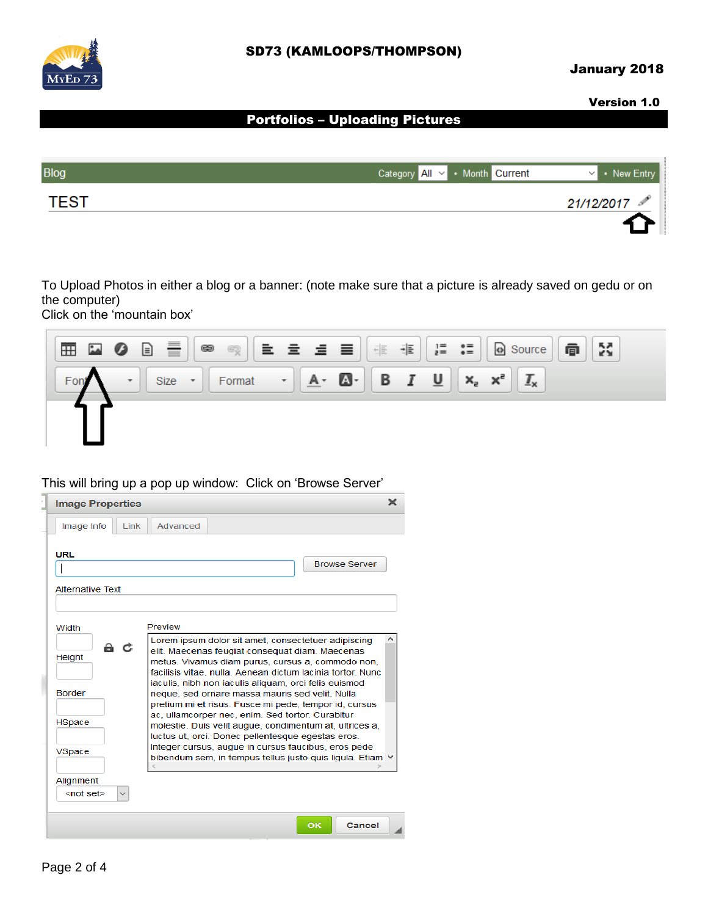**Portfolios – Uploading Pictures**

To Upload Photos in either a blog or a banner: (note make sure that a picture is already saved on gedu or on the computer)

Click on the ‘mountain box’

This will bring up a pop up window: Click on ‘Browse Server’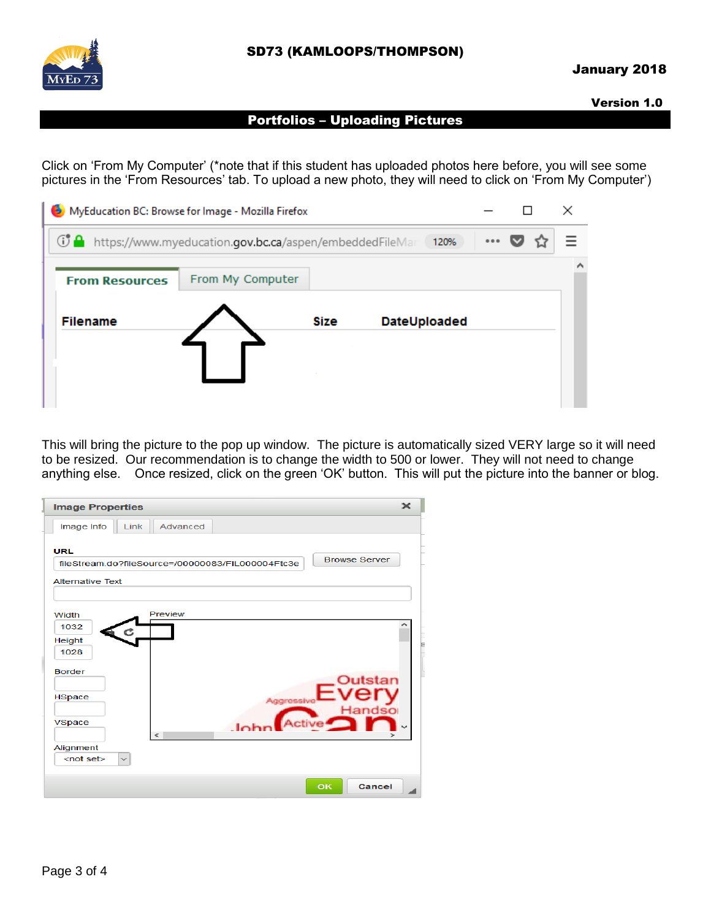## Portfolios – Uploading Pictures

Click on 'From My Computer' (*note that if this student has uploaded photos here before, you will see some pictures in the 'From Resources' tab. To upload a new photo, they will need to click on 'From My Computer')

This will bring the picture to the pop up window. The picture is automatically sized VERY large so it will need to be resized. Our recommendation is to change the width to 500 or lower. They will not need to change anything else. Once resized, click on the green 'OK' button. This will put the picture into the banner or blog.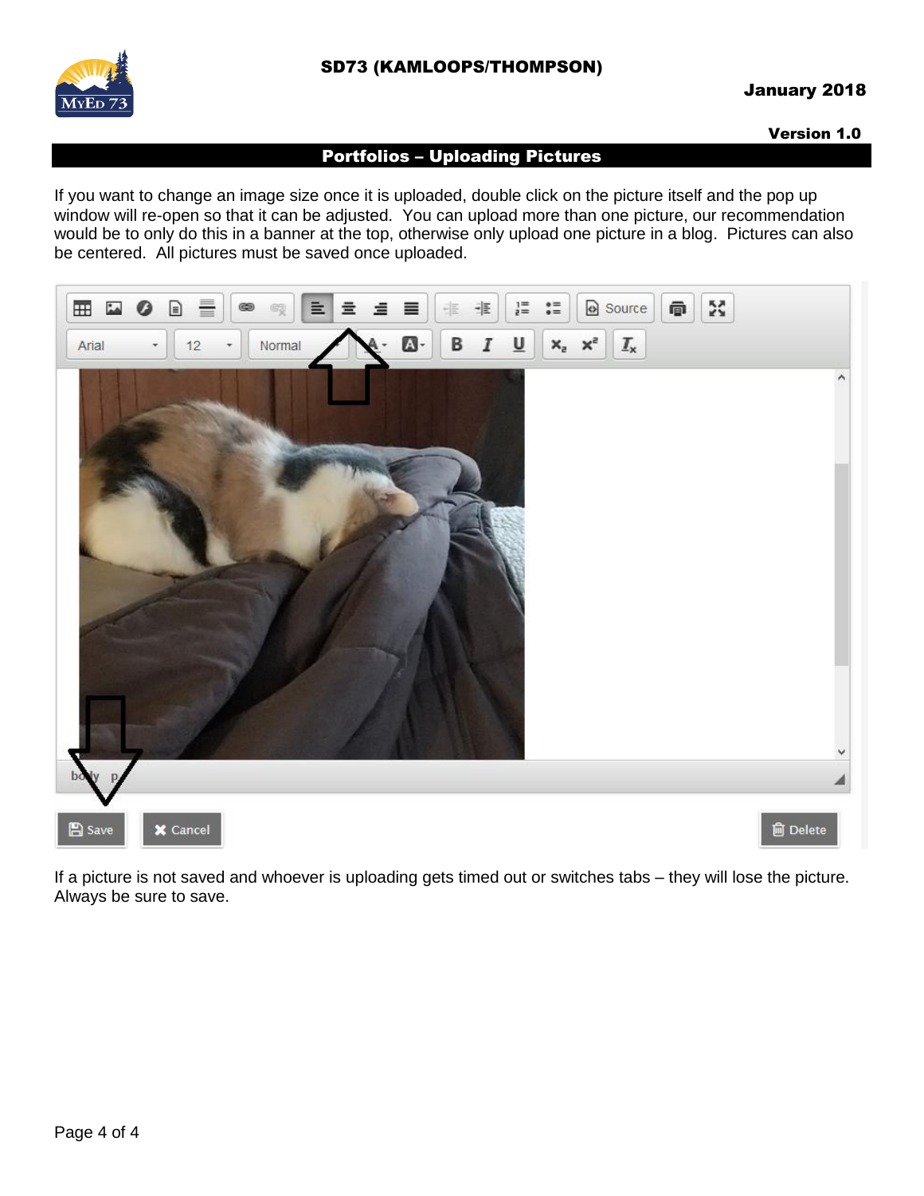## Portfolios – Uploading Pictures

If you want to change an image size once it is uploaded, double click on the picture itself and the pop up window will re-open so that it can be adjusted. You can upload more than one picture, our recommendation would be to only do this in a banner at the top, otherwise only upload one picture in a blog. Pictures can also be centered. All pictures must be saved once uploaded.

If a picture is not saved and whoever is uploading gets timed out or switches tabs – they will lose the picture. Always be sure to save.